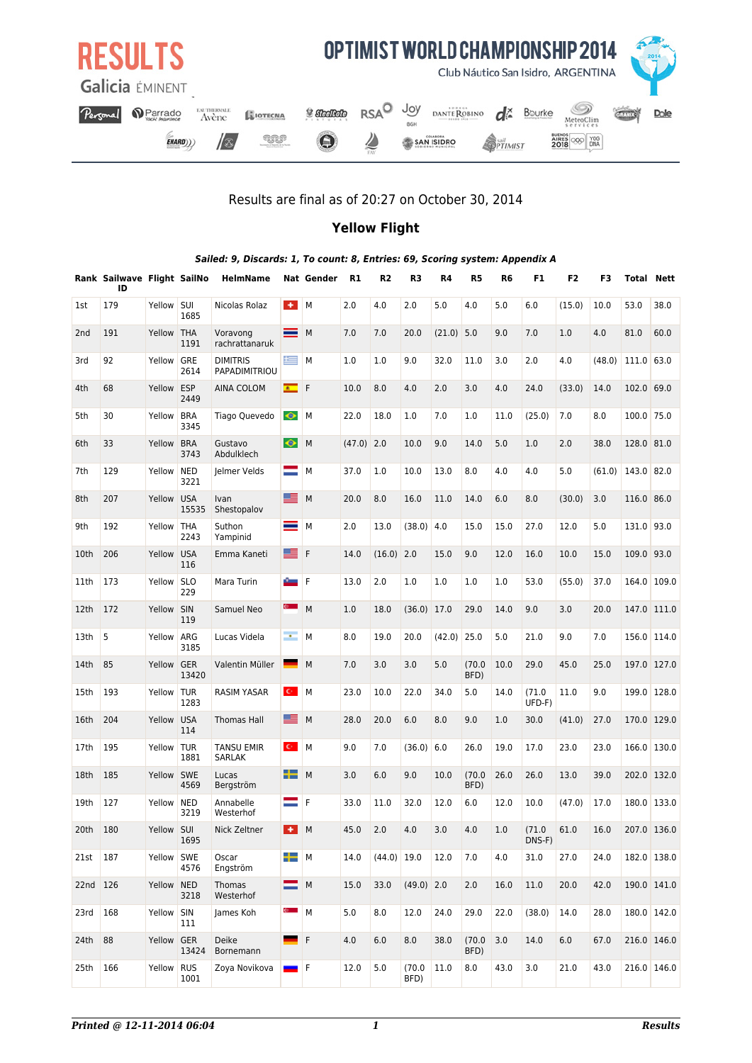# RESULTS

Galicia ÉMINENT

## OPTIMIST WORLD CHAMPIONSHIP 2014

Club Náutico San Isidro, ARGENTINA

Results are final as of 20:27 on October 30, 2014

## Yellow Flight

***Sailed: 9, Discards: 1, To count: 8, Entries: 69, Scoring system: Appendix A***

| Rank | Sailwave ID | Flight | SailNo | HelmName | Nat | Gender | R1 | R2 | R3 | R4 | R5 | R6 | F1 | F2 | F3 | Total | Nett |
|---|---|---|---|---|---|---|---|---|---|---|---|---|---|---|---|---|---|
| 1st | 179 | Yellow | SUI 1685 | Nicolas Rolaz | | M | 2.0 | 4.0 | 2.0 | 5.0 | 4.0 | 5.0 | 6.0 | (15.0) | 10.0 | 53.0 | 38.0 |
| 2nd | 191 | Yellow | THA 1191 | Voravong rachrattanaruk | | M | 7.0 | 7.0 | 20.0 | (21.0) | 5.0 | 9.0 | 7.0 | 1.0 | 4.0 | 81.0 | 60.0 |
| 3rd | 92 | Yellow | GRE 2614 | DIMITRIS PAPADIMITRIOU | | M | 1.0 | 1.0 | 9.0 | 32.0 | 11.0 | 3.0 | 2.0 | 4.0 | (48.0) | 111.0 | 63.0 |
| 4th | 68 | Yellow | ESP 2449 | AINA COLOM | | F | 10.0 | 8.0 | 4.0 | 2.0 | 3.0 | 4.0 | 24.0 | (33.0) | 14.0 | 102.0 | 69.0 |
| 5th | 30 | Yellow | BRA 3345 | Tiago Quevedo | | M | 22.0 | 18.0 | 1.0 | 7.0 | 1.0 | 11.0 | (25.0) | 7.0 | 8.0 | 100.0 | 75.0 |
| 6th | 33 | Yellow | BRA 3743 | Gustavo Abdulklech | | M | (47.0) | 2.0 | 10.0 | 9.0 | 14.0 | 5.0 | 1.0 | 2.0 | 38.0 | 128.0 | 81.0 |
| 7th | 129 | Yellow | NED 3221 | Jelmer Velds | | M | 37.0 | 1.0 | 10.0 | 13.0 | 8.0 | 4.0 | 4.0 | 5.0 | (61.0) | 143.0 | 82.0 |
| 8th | 207 | Yellow | USA 15535 | Ivan Shestopalov | | M | 20.0 | 8.0 | 16.0 | 11.0 | 14.0 | 6.0 | 8.0 | (30.0) | 3.0 | 116.0 | 86.0 |
| 9th | 192 | Yellow | THA 2243 | Suthon Yampinid | | M | 2.0 | 13.0 | (38.0) | 4.0 | 15.0 | 15.0 | 27.0 | 12.0 | 5.0 | 131.0 | 93.0 |
| 10th | 206 | Yellow | USA 116 | Emma Kaneti | | F | 14.0 | (16.0) | 2.0 | 15.0 | 9.0 | 12.0 | 16.0 | 10.0 | 15.0 | 109.0 | 93.0 |
| 11th | 173 | Yellow | SLO 229 | Mara Turin | | F | 13.0 | 2.0 | 1.0 | 1.0 | 1.0 | 1.0 | 53.0 | (55.0) | 37.0 | 164.0 | 109.0 |
| 12th | 172 | Yellow | SIN 119 | Samuel Neo | | M | 1.0 | 18.0 | (36.0) | 17.0 | 29.0 | 14.0 | 9.0 | 3.0 | 20.0 | 147.0 | 111.0 |
| 13th | 5 | Yellow | ARG 3185 | Lucas Videla | | M | 8.0 | 19.0 | 20.0 | (42.0) | 25.0 | 5.0 | 21.0 | 9.0 | 7.0 | 156.0 | 114.0 |
| 14th | 85 | Yellow | GER 13420 | Valentin Müller | | M | 7.0 | 3.0 | 3.0 | 5.0 | (70.0 BFD) | 10.0 | 29.0 | 45.0 | 25.0 | 197.0 | 127.0 |
| 15th | 193 | Yellow | TUR 1283 | RASIM YASAR | | M | 23.0 | 10.0 | 22.0 | 34.0 | 5.0 | 14.0 | (71.0 UFD-F) | 11.0 | 9.0 | 199.0 | 128.0 |
| 16th | 204 | Yellow | USA 114 | Thomas Hall | | M | 28.0 | 20.0 | 6.0 | 8.0 | 9.0 | 1.0 | 30.0 | (41.0) | 27.0 | 170.0 | 129.0 |
| 17th | 195 | Yellow | TUR 1881 | TANSU EMIR SARLAK | | M | 9.0 | 7.0 | (36.0) | 6.0 | 26.0 | 19.0 | 17.0 | 23.0 | 23.0 | 166.0 | 130.0 |
| 18th | 185 | Yellow | SWE 4569 | Lucas Bergström | | M | 3.0 | 6.0 | 9.0 | 10.0 | (70.0 BFD) | 26.0 | 26.0 | 13.0 | 39.0 | 202.0 | 132.0 |
| 19th | 127 | Yellow | NED 3219 | Annabelle Westerhof | | F | 33.0 | 11.0 | 32.0 | 12.0 | 6.0 | 12.0 | 10.0 | (47.0) | 17.0 | 180.0 | 133.0 |
| 20th | 180 | Yellow | SUI 1695 | Nick Zeltner | | M | 45.0 | 2.0 | 4.0 | 3.0 | 4.0 | 1.0 | (71.0 DNS-F) | 61.0 | 16.0 | 207.0 | 136.0 |
| 21st | 187 | Yellow | SWE 4576 | Oscar Engström | | M | 14.0 | (44.0) | 19.0 | 12.0 | 7.0 | 4.0 | 31.0 | 27.0 | 24.0 | 182.0 | 138.0 |
| 22nd | 126 | Yellow | NED 3218 | Thomas Westerhof | | M | 15.0 | 33.0 | (49.0) | 2.0 | 2.0 | 16.0 | 11.0 | 20.0 | 42.0 | 190.0 | 141.0 |
| 23rd | 168 | Yellow | SIN 111 | James Koh | | M | 5.0 | 8.0 | 12.0 | 24.0 | 29.0 | 22.0 | (38.0) | 14.0 | 28.0 | 180.0 | 142.0 |
| 24th | 88 | Yellow | GER 13424 | Deike Bornemann | | F | 4.0 | 6.0 | 8.0 | 38.0 | (70.0 BFD) | 3.0 | 14.0 | 6.0 | 67.0 | 216.0 | 146.0 |
| 25th | 166 | Yellow | RUS 1001 | Zoya Novikova | | F | 12.0 | 5.0 | (70.0 BFD) | 11.0 | 8.0 | 43.0 | 3.0 | 21.0 | 43.0 | 216.0 | 146.0 |

*Printed @ 12-11-2014 06:04* | *Results*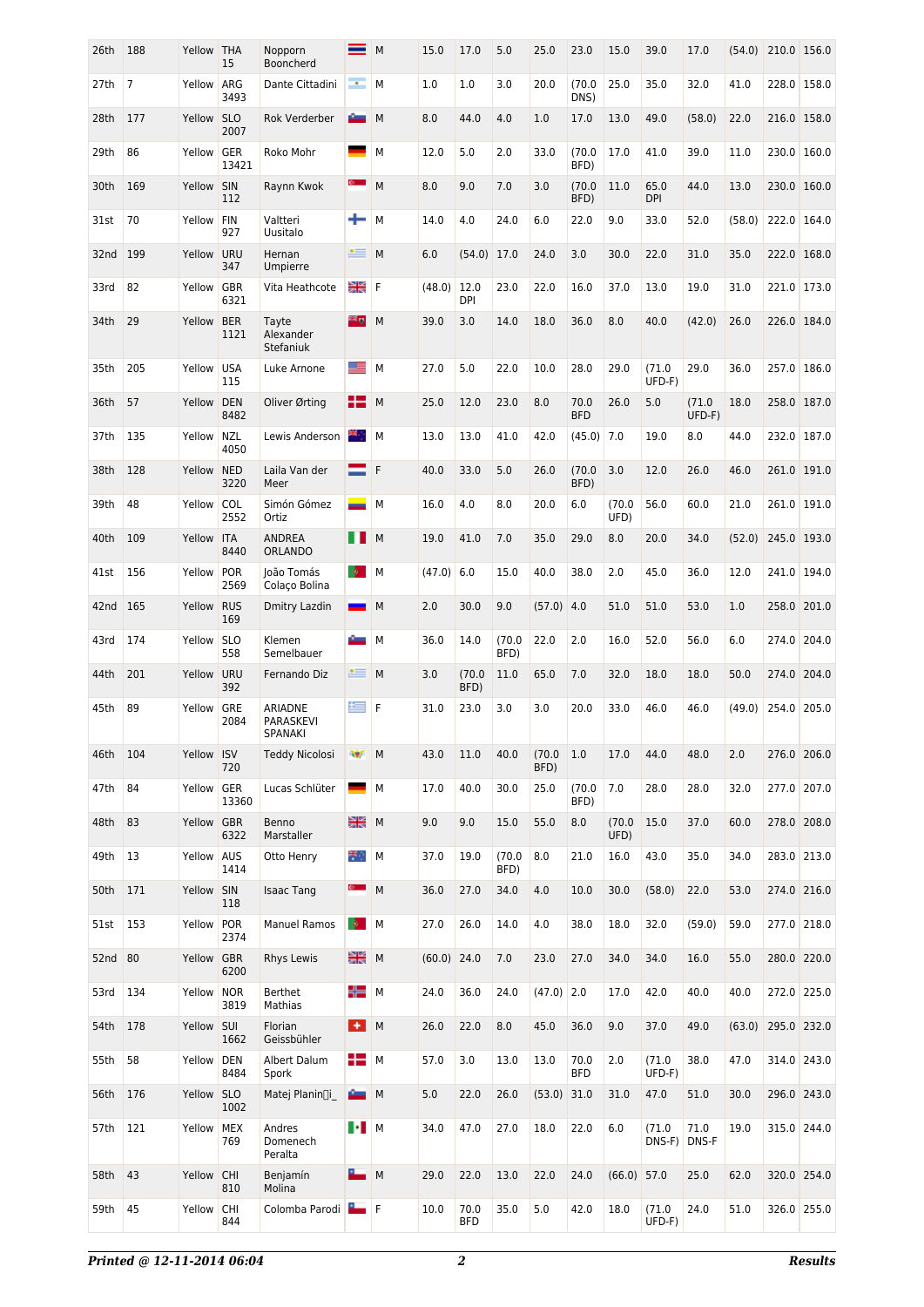| 26th | 188 | Yellow | THA 15 | Nopporn Booncherd | | M | 15.0 | 17.0 | 5.0 | 25.0 | 23.0 | 15.0 | 39.0 | 17.0 | (54.0) | 210.0 | 156.0 |
|---|---|---|---|---|---|---|---|---|---|---|---|---|---|---|---|---|---|
| 27th | 7 | Yellow | ARG 3493 | Dante Cittadini | | M | 1.0 | 1.0 | 3.0 | 20.0 | (70.0 DNS) | 25.0 | 35.0 | 32.0 | 41.0 | 228.0 | 158.0 |
| 28th | 177 | Yellow | SLO 2007 | Rok Verderber | | M | 8.0 | 44.0 | 4.0 | 1.0 | 17.0 | 13.0 | 49.0 | (58.0) | 22.0 | 216.0 | 158.0 |
| 29th | 86 | Yellow | GER 13421 | Roko Mohr | | M | 12.0 | 5.0 | 2.0 | 33.0 | (70.0 BFD) | 17.0 | 41.0 | 39.0 | 11.0 | 230.0 | 160.0 |
| 30th | 169 | Yellow | SIN 112 | Raynn Kwok | | M | 8.0 | 9.0 | 7.0 | 3.0 | (70.0 BFD) | 11.0 | 65.0 DPI | 44.0 | 13.0 | 230.0 | 160.0 |
| 31st | 70 | Yellow | FIN 927 | Valtteri Uusitalo | | M | 14.0 | 4.0 | 24.0 | 6.0 | 22.0 | 9.0 | 33.0 | 52.0 | (58.0) | 222.0 | 164.0 |
| 32nd | 199 | Yellow | URU 347 | Hernan Umpierre | | M | 6.0 | (54.0) | 17.0 | 24.0 | 3.0 | 30.0 | 22.0 | 31.0 | 35.0 | 222.0 | 168.0 |
| 33rd | 82 | Yellow | GBR 6321 | Vita Heathcote | | F | (48.0) | 12.0 DPI | 23.0 | 22.0 | 16.0 | 37.0 | 13.0 | 19.0 | 31.0 | 221.0 | 173.0 |
| 34th | 29 | Yellow | BER 1121 | Tayte Alexander Stefaniuk | | M | 39.0 | 3.0 | 14.0 | 18.0 | 36.0 | 8.0 | 40.0 | (42.0) | 26.0 | 226.0 | 184.0 |
| 35th | 205 | Yellow | USA 115 | Luke Arnone | | M | 27.0 | 5.0 | 22.0 | 10.0 | 28.0 | 29.0 | (71.0 UFD-F) | 29.0 | 36.0 | 257.0 | 186.0 |
| 36th | 57 | Yellow | DEN 8482 | Oliver Ørting | | M | 25.0 | 12.0 | 23.0 | 8.0 | 70.0 BFD | 26.0 | 5.0 | (71.0 UFD-F) | 18.0 | 258.0 | 187.0 |
| 37th | 135 | Yellow | NZL 4050 | Lewis Anderson | | M | 13.0 | 13.0 | 41.0 | 42.0 | (45.0) | 7.0 | 19.0 | 8.0 | 44.0 | 232.0 | 187.0 |
| 38th | 128 | Yellow | NED 3220 | Laila Van der Meer | | F | 40.0 | 33.0 | 5.0 | 26.0 | (70.0 BFD) | 3.0 | 12.0 | 26.0 | 46.0 | 261.0 | 191.0 |
| 39th | 48 | Yellow | COL 2552 | Simón Gómez Ortiz | | M | 16.0 | 4.0 | 8.0 | 20.0 | 6.0 | (70.0 UFD) | 56.0 | 60.0 | 21.0 | 261.0 | 191.0 |
| 40th | 109 | Yellow | ITA 8440 | ANDREA ORLANDO | | M | 19.0 | 41.0 | 7.0 | 35.0 | 29.0 | 8.0 | 20.0 | 34.0 | (52.0) | 245.0 | 193.0 |
| 41st | 156 | Yellow | POR 2569 | João Tomás Colaço Bolina | | M | (47.0) | 6.0 | 15.0 | 40.0 | 38.0 | 2.0 | 45.0 | 36.0 | 12.0 | 241.0 | 194.0 |
| 42nd | 165 | Yellow | RUS 169 | Dmitry Lazdin | | M | 2.0 | 30.0 | 9.0 | (57.0) | 4.0 | 51.0 | 51.0 | 53.0 | 1.0 | 258.0 | 201.0 |
| 43rd | 174 | Yellow | SLO 558 | Klemen Semelbauer | | M | 36.0 | 14.0 | (70.0 BFD) | 22.0 | 2.0 | 16.0 | 52.0 | 56.0 | 6.0 | 274.0 | 204.0 |
| 44th | 201 | Yellow | URU 392 | Fernando Diz | | M | 3.0 | (70.0 BFD) | 11.0 | 65.0 | 7.0 | 32.0 | 18.0 | 18.0 | 50.0 | 274.0 | 204.0 |
| 45th | 89 | Yellow | GRE 2084 | ARIADNE PARASKEVI SPANAKI | | F | 31.0 | 23.0 | 3.0 | 3.0 | 20.0 | 33.0 | 46.0 | 46.0 | (49.0) | 254.0 | 205.0 |
| 46th | 104 | Yellow | ISV 720 | Teddy Nicolosi | | M | 43.0 | 11.0 | 40.0 | (70.0 BFD) | 1.0 | 17.0 | 44.0 | 48.0 | 2.0 | 276.0 | 206.0 |
| 47th | 84 | Yellow | GER 13360 | Lucas Schlüter | | M | 17.0 | 40.0 | 30.0 | 25.0 | (70.0 BFD) | 7.0 | 28.0 | 28.0 | 32.0 | 277.0 | 207.0 |
| 48th | 83 | Yellow | GBR 6322 | Benno Marstaller | | M | 9.0 | 9.0 | 15.0 | 55.0 | 8.0 | (70.0 UFD) | 15.0 | 37.0 | 60.0 | 278.0 | 208.0 |
| 49th | 13 | Yellow | AUS 1414 | Otto Henry | | M | 37.0 | 19.0 | (70.0 BFD) | 8.0 | 21.0 | 16.0 | 43.0 | 35.0 | 34.0 | 283.0 | 213.0 |
| 50th | 171 | Yellow | SIN 118 | Isaac Tang | | M | 36.0 | 27.0 | 34.0 | 4.0 | 10.0 | 30.0 | (58.0) | 22.0 | 53.0 | 274.0 | 216.0 |
| 51st | 153 | Yellow | POR 2374 | Manuel Ramos | | M | 27.0 | 26.0 | 14.0 | 4.0 | 38.0 | 18.0 | 32.0 | (59.0) | 59.0 | 277.0 | 218.0 |
| 52nd | 80 | Yellow | GBR 6200 | Rhys Lewis | | M | (60.0) | 24.0 | 7.0 | 23.0 | 27.0 | 34.0 | 34.0 | 16.0 | 55.0 | 280.0 | 220.0 |
| 53rd | 134 | Yellow | NOR 3819 | Berthet Mathias | | M | 24.0 | 36.0 | 24.0 | (47.0) | 2.0 | 17.0 | 42.0 | 40.0 | 40.0 | 272.0 | 225.0 |
| 54th | 178 | Yellow | SUI 1662 | Florian Geissbühler | | M | 26.0 | 22.0 | 8.0 | 45.0 | 36.0 | 9.0 | 37.0 | 49.0 | (63.0) | 295.0 | 232.0 |
| 55th | 58 | Yellow | DEN 8484 | Albert Dalum Spork | | M | 57.0 | 3.0 | 13.0 | 13.0 | 70.0 BFD | 2.0 | (71.0 UFD-F) | 38.0 | 47.0 | 314.0 | 243.0 |
| 56th | 176 | Yellow | SLO 1002 | Matej Planin�i_ | | M | 5.0 | 22.0 | 26.0 | (53.0) | 31.0 | 31.0 | 47.0 | 51.0 | 30.0 | 296.0 | 243.0 |
| 57th | 121 | Yellow | MEX 769 | Andres Domenech Peralta | | M | 34.0 | 47.0 | 27.0 | 18.0 | 22.0 | 6.0 | (71.0 DNS-F) | 71.0 DNS-F | 19.0 | 315.0 | 244.0 |
| 58th | 43 | Yellow | CHI 810 | Benjamín Molina | | M | 29.0 | 22.0 | 13.0 | 22.0 | 24.0 | (66.0) | 57.0 | 25.0 | 62.0 | 320.0 | 254.0 |
| 59th | 45 | Yellow | CHI 844 | Colomba Parodi | | F | 10.0 | 70.0 BFD | 35.0 | 5.0 | 42.0 | 18.0 | (71.0 UFD-F) | 24.0 | 51.0 | 326.0 | 255.0 |

***Printed @ 12-11-2014 06:04*** **2** ***Results***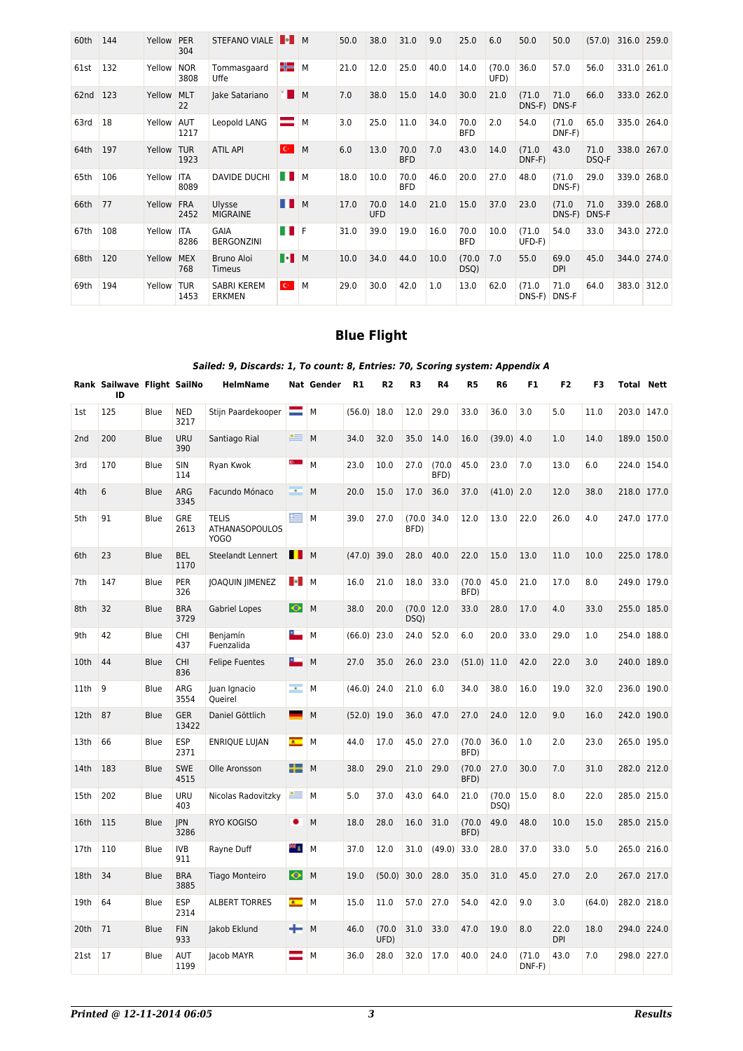| 60th | 144 | Yellow | PER 304 | STEFANO VIALE | | M | 50.0 | 38.0 | 31.0 | 9.0 | 25.0 | 6.0 | 50.0 | 50.0 | (57.0) | 316.0 | 259.0 |
|---|---|---|---|---|---|---|---|---|---|---|---|---|---|---|---|---|---|
| 61st | 132 | Yellow | NOR 3808 | Tommasgaard Uffe | | M | 21.0 | 12.0 | 25.0 | 40.0 | 14.0 | (70.0 UFD) | 36.0 | 57.0 | 56.0 | 331.0 | 261.0 |
| 62nd | 123 | Yellow | MLT 22 | Jake Satariano | | M | 7.0 | 38.0 | 15.0 | 14.0 | 30.0 | 21.0 | (71.0 DNS-F) | 71.0 DNS-F | 66.0 | 333.0 | 262.0 |
| 63rd | 18 | Yellow | AUT 1217 | Leopold LANG | | M | 3.0 | 25.0 | 11.0 | 34.0 | 70.0 BFD | 2.0 | 54.0 | (71.0 DNF-F) | 65.0 | 335.0 | 264.0 |
| 64th | 197 | Yellow | TUR 1923 | ATIL API | | M | 6.0 | 13.0 | 70.0 BFD | 7.0 | 43.0 | 14.0 | (71.0 DNF-F) | 43.0 | 71.0 DSQ-F | 338.0 | 267.0 |
| 65th | 106 | Yellow | ITA 8089 | DAVIDE DUCHI | | M | 18.0 | 10.0 | 70.0 BFD | 46.0 | 20.0 | 27.0 | 48.0 | (71.0 DNS-F) | 29.0 | 339.0 | 268.0 |
| 66th | 77 | Yellow | FRA 2452 | Ulysse MIGRAINE | | M | 17.0 | 70.0 UFD | 14.0 | 21.0 | 15.0 | 37.0 | 23.0 | (71.0 DNS-F) | 71.0 DNS-F | 339.0 | 268.0 |
| 67th | 108 | Yellow | ITA 8286 | GAIA BERGONZINI | | F | 31.0 | 39.0 | 19.0 | 16.0 | 70.0 BFD | 10.0 | (71.0 UFD-F) | 54.0 | 33.0 | 343.0 | 272.0 |
| 68th | 120 | Yellow | MEX 768 | Bruno Aloi Timeus | | M | 10.0 | 34.0 | 44.0 | 10.0 | (70.0 DSQ) | 7.0 | 55.0 | 69.0 DPI | 45.0 | 344.0 | 274.0 |
| 69th | 194 | Yellow | TUR 1453 | SABRI KEREM ERKMEN | | M | 29.0 | 30.0 | 42.0 | 1.0 | 13.0 | 62.0 | (71.0 DNS-F) | 71.0 DNS-F | 64.0 | 383.0 | 312.0 |

## Blue Flight

***Sailed: 9, Discards: 1, To count: 8, Entries: 70, Scoring system: Appendix A***

| Rank | Sailwave ID | Flight | SailNo | HelmName | Nat | Gender | R1 | R2 | R3 | R4 | R5 | R6 | F1 | F2 | F3 | Total | Nett |
|---|---|---|---|---|---|---|---|---|---|---|---|---|---|---|---|---|---|
| 1st | 125 | Blue | NED 3217 | Stijn Paardekooper | | M | (56.0) | 18.0 | 12.0 | 29.0 | 33.0 | 36.0 | 3.0 | 5.0 | 11.0 | 203.0 | 147.0 |
| 2nd | 200 | Blue | URU 390 | Santiago Rial | | M | 34.0 | 32.0 | 35.0 | 14.0 | 16.0 | (39.0) | 4.0 | 1.0 | 14.0 | 189.0 | 150.0 |
| 3rd | 170 | Blue | SIN 114 | Ryan Kwok | | M | 23.0 | 10.0 | 27.0 | (70.0 BFD) | 45.0 | 23.0 | 7.0 | 13.0 | 6.0 | 224.0 | 154.0 |
| 4th | 6 | Blue | ARG 3345 | Facundo Mónaco | | M | 20.0 | 15.0 | 17.0 | 36.0 | 37.0 | (41.0) | 2.0 | 12.0 | 38.0 | 218.0 | 177.0 |
| 5th | 91 | Blue | GRE 2613 | TELIS ATHANASOPOULOS YOGO | | M | 39.0 | 27.0 | (70.0 BFD) | 34.0 | 12.0 | 13.0 | 22.0 | 26.0 | 4.0 | 247.0 | 177.0 |
| 6th | 23 | Blue | BEL 1170 | Steelandt Lennert | | M | (47.0) | 39.0 | 28.0 | 40.0 | 22.0 | 15.0 | 13.0 | 11.0 | 10.0 | 225.0 | 178.0 |
| 7th | 147 | Blue | PER 326 | JOAQUIN JIMENEZ | | M | 16.0 | 21.0 | 18.0 | 33.0 | (70.0 BFD) | 45.0 | 21.0 | 17.0 | 8.0 | 249.0 | 179.0 |
| 8th | 32 | Blue | BRA 3729 | Gabriel Lopes | | M | 38.0 | 20.0 | (70.0 DSQ) | 12.0 | 33.0 | 28.0 | 17.0 | 4.0 | 33.0 | 255.0 | 185.0 |
| 9th | 42 | Blue | CHI 437 | Benjamín Fuenzalida | | M | (66.0) | 23.0 | 24.0 | 52.0 | 6.0 | 20.0 | 33.0 | 29.0 | 1.0 | 254.0 | 188.0 |
| 10th | 44 | Blue | CHI 836 | Felipe Fuentes | | M | 27.0 | 35.0 | 26.0 | 23.0 | (51.0) | 11.0 | 42.0 | 22.0 | 3.0 | 240.0 | 189.0 |
| 11th | 9 | Blue | ARG 3554 | Juan Ignacio Queirel | | M | (46.0) | 24.0 | 21.0 | 6.0 | 34.0 | 38.0 | 16.0 | 19.0 | 32.0 | 236.0 | 190.0 |
| 12th | 87 | Blue | GER 13422 | Daniel Göttlich | | M | (52.0) | 19.0 | 36.0 | 47.0 | 27.0 | 24.0 | 12.0 | 9.0 | 16.0 | 242.0 | 190.0 |
| 13th | 66 | Blue | ESP 2371 | ENRIQUE LUJAN | | M | 44.0 | 17.0 | 45.0 | 27.0 | (70.0 BFD) | 36.0 | 1.0 | 2.0 | 23.0 | 265.0 | 195.0 |
| 14th | 183 | Blue | SWE 4515 | Olle Aronsson | | M | 38.0 | 29.0 | 21.0 | 29.0 | (70.0 BFD) | 27.0 | 30.0 | 7.0 | 31.0 | 282.0 | 212.0 |
| 15th | 202 | Blue | URU 403 | Nicolas Radovitzky | | M | 5.0 | 37.0 | 43.0 | 64.0 | 21.0 | (70.0 DSQ) | 15.0 | 8.0 | 22.0 | 285.0 | 215.0 |
| 16th | 115 | Blue | JPN 3286 | RYO KOGISO | | M | 18.0 | 28.0 | 16.0 | 31.0 | (70.0 BFD) | 49.0 | 48.0 | 10.0 | 15.0 | 285.0 | 215.0 |
| 17th | 110 | Blue | IVB 911 | Rayne Duff | | M | 37.0 | 12.0 | 31.0 | (49.0) | 33.0 | 28.0 | 37.0 | 33.0 | 5.0 | 265.0 | 216.0 |
| 18th | 34 | Blue | BRA 3885 | Tiago Monteiro | | M | 19.0 | (50.0) | 30.0 | 28.0 | 35.0 | 31.0 | 45.0 | 27.0 | 2.0 | 267.0 | 217.0 |
| 19th | 64 | Blue | ESP 2314 | ALBERT TORRES | | M | 15.0 | 11.0 | 57.0 | 27.0 | 54.0 | 42.0 | 9.0 | 3.0 | (64.0) | 282.0 | 218.0 |
| 20th | 71 | Blue | FIN 933 | Jakob Eklund | | M | 46.0 | (70.0 UFD) | 31.0 | 33.0 | 47.0 | 19.0 | 8.0 | 22.0 DPI | 18.0 | 294.0 | 224.0 |
| 21st | 17 | Blue | AUT 1199 | Jacob MAYR | | M | 36.0 | 28.0 | 32.0 | 17.0 | 40.0 | 24.0 | (71.0 DNF-F) | 43.0 | 7.0 | 298.0 | 227.0 |

***Printed @ 12-11-2014 06:05*** ***Results***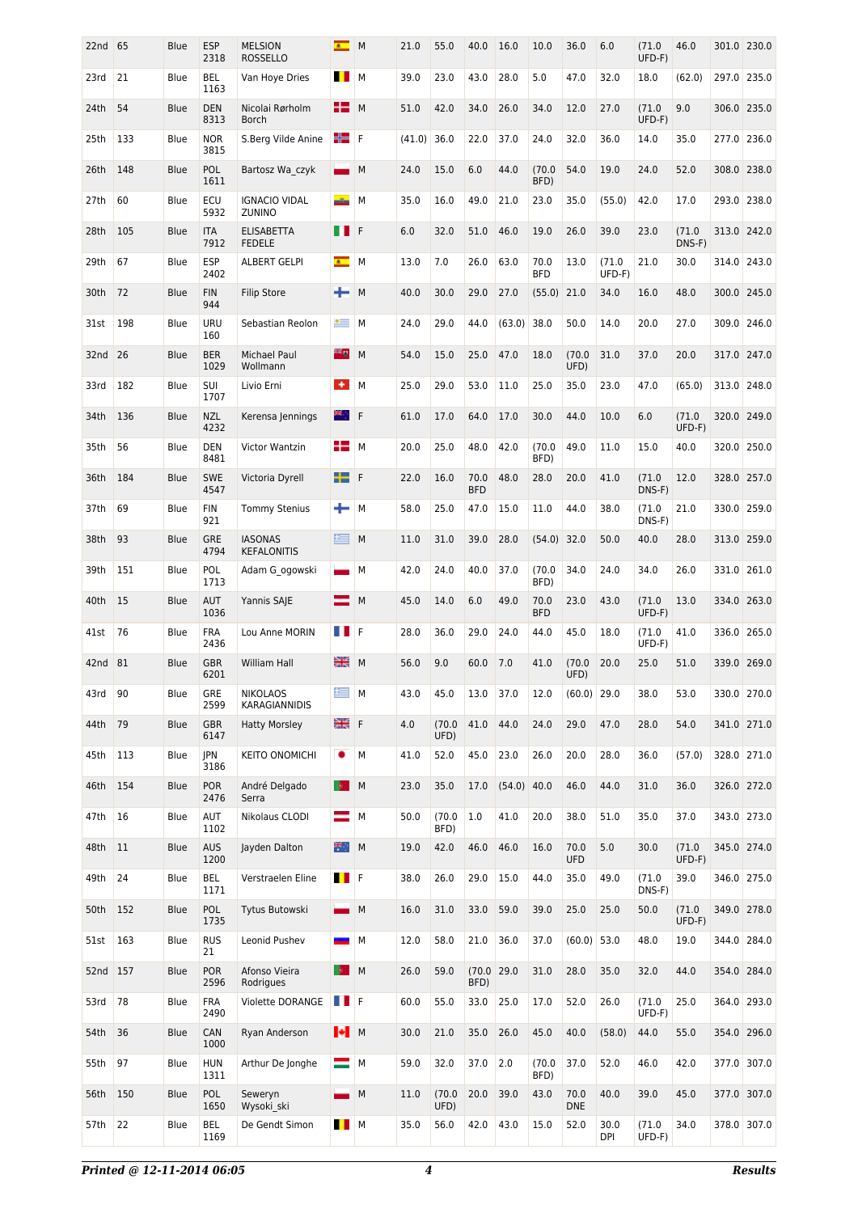| | | | | | | | | | | | | | | | | | |
|---|---|---|---|---|---|---|---|---|---|---|---|---|---|---|---|---|---|
| 22nd | 65 | Blue | ESP 2318 | MELSION ROSSELLO | | M | 21.0 | 55.0 | 40.0 | 16.0 | 10.0 | 36.0 | 6.0 | (71.0 UFD-F) | 46.0 | 301.0 | 230.0 |
| 23rd | 21 | Blue | BEL 1163 | Van Hoye Dries | | M | 39.0 | 23.0 | 43.0 | 28.0 | 5.0 | 47.0 | 32.0 | 18.0 | (62.0) | 297.0 | 235.0 |
| 24th | 54 | Blue | DEN 8313 | Nicolai Rørholm Borch | | M | 51.0 | 42.0 | 34.0 | 26.0 | 34.0 | 12.0 | 27.0 | (71.0 UFD-F) | 9.0 | 306.0 | 235.0 |
| 25th | 133 | Blue | NOR 3815 | S.Berg Vilde Anine | | F | (41.0) | 36.0 | 22.0 | 37.0 | 24.0 | 32.0 | 36.0 | 14.0 | 35.0 | 277.0 | 236.0 |
| 26th | 148 | Blue | POL 1611 | Bartosz Wa_czyk | | M | 24.0 | 15.0 | 6.0 | 44.0 | (70.0 BFD) | 54.0 | 19.0 | 24.0 | 52.0 | 308.0 | 238.0 |
| 27th | 60 | Blue | ECU 5932 | IGNACIO VIDAL ZUNINO | | M | 35.0 | 16.0 | 49.0 | 21.0 | 23.0 | 35.0 | (55.0) | 42.0 | 17.0 | 293.0 | 238.0 |
| 28th | 105 | Blue | ITA 7912 | ELISABETTA FEDELE | | F | 6.0 | 32.0 | 51.0 | 46.0 | 19.0 | 26.0 | 39.0 | 23.0 | (71.0 DNS-F) | 313.0 | 242.0 |
| 29th | 67 | Blue | ESP 2402 | ALBERT GELPI | | M | 13.0 | 7.0 | 26.0 | 63.0 | 70.0 BFD | 13.0 | (71.0 UFD-F) | 21.0 | 30.0 | 314.0 | 243.0 |
| 30th | 72 | Blue | FIN 944 | Filip Store | | M | 40.0 | 30.0 | 29.0 | 27.0 | (55.0) | 21.0 | 34.0 | 16.0 | 48.0 | 300.0 | 245.0 |
| 31st | 198 | Blue | URU 160 | Sebastian Reolon | | M | 24.0 | 29.0 | 44.0 | (63.0) | 38.0 | 50.0 | 14.0 | 20.0 | 27.0 | 309.0 | 246.0 |
| 32nd | 26 | Blue | BER 1029 | Michael Paul Wollmann | | M | 54.0 | 15.0 | 25.0 | 47.0 | 18.0 | (70.0 UFD) | 31.0 | 37.0 | 20.0 | 317.0 | 247.0 |
| 33rd | 182 | Blue | SUI 1707 | Livio Erni | | M | 25.0 | 29.0 | 53.0 | 11.0 | 25.0 | 35.0 | 23.0 | 47.0 | (65.0) | 313.0 | 248.0 |
| 34th | 136 | Blue | NZL 4232 | Kerensa Jennings | | F | 61.0 | 17.0 | 64.0 | 17.0 | 30.0 | 44.0 | 10.0 | 6.0 | (71.0 UFD-F) | 320.0 | 249.0 |
| 35th | 56 | Blue | DEN 8481 | Victor Wantzin | | M | 20.0 | 25.0 | 48.0 | 42.0 | (70.0 BFD) | 49.0 | 11.0 | 15.0 | 40.0 | 320.0 | 250.0 |
| 36th | 184 | Blue | SWE 4547 | Victoria Dyrell | | F | 22.0 | 16.0 | 70.0 BFD | 48.0 | 28.0 | 20.0 | 41.0 | (71.0 DNS-F) | 12.0 | 328.0 | 257.0 |
| 37th | 69 | Blue | FIN 921 | Tommy Stenius | | M | 58.0 | 25.0 | 47.0 | 15.0 | 11.0 | 44.0 | 38.0 | (71.0 DNS-F) | 21.0 | 330.0 | 259.0 |
| 38th | 93 | Blue | GRE 4794 | IASONAS KEFALONITIS | | M | 11.0 | 31.0 | 39.0 | 28.0 | (54.0) | 32.0 | 50.0 | 40.0 | 28.0 | 313.0 | 259.0 |
| 39th | 151 | Blue | POL 1713 | Adam G_ogowski | | M | 42.0 | 24.0 | 40.0 | 37.0 | (70.0 BFD) | 34.0 | 24.0 | 34.0 | 26.0 | 331.0 | 261.0 |
| 40th | 15 | Blue | AUT 1036 | Yannis SAJE | | M | 45.0 | 14.0 | 6.0 | 49.0 | 70.0 BFD | 23.0 | 43.0 | (71.0 UFD-F) | 13.0 | 334.0 | 263.0 |
| 41st | 76 | Blue | FRA 2436 | Lou Anne MORIN | | F | 28.0 | 36.0 | 29.0 | 24.0 | 44.0 | 45.0 | 18.0 | (71.0 UFD-F) | 41.0 | 336.0 | 265.0 |
| 42nd | 81 | Blue | GBR 6201 | William Hall | | M | 56.0 | 9.0 | 60.0 | 7.0 | 41.0 | (70.0 UFD) | 20.0 | 25.0 | 51.0 | 339.0 | 269.0 |
| 43rd | 90 | Blue | GRE 2599 | NIKOLAOS KARAGIANNIDIS | | M | 43.0 | 45.0 | 13.0 | 37.0 | 12.0 | (60.0) | 29.0 | 38.0 | 53.0 | 330.0 | 270.0 |
| 44th | 79 | Blue | GBR 6147 | Hatty Morsley | | F | 4.0 | (70.0 UFD) | 41.0 | 44.0 | 24.0 | 29.0 | 47.0 | 28.0 | 54.0 | 341.0 | 271.0 |
| 45th | 113 | Blue | JPN 3186 | KEITO ONOMICHI | | M | 41.0 | 52.0 | 45.0 | 23.0 | 26.0 | 20.0 | 28.0 | 36.0 | (57.0) | 328.0 | 271.0 |
| 46th | 154 | Blue | POR 2476 | André Delgado Serra | | M | 23.0 | 35.0 | 17.0 | (54.0) | 40.0 | 46.0 | 44.0 | 31.0 | 36.0 | 326.0 | 272.0 |
| 47th | 16 | Blue | AUT 1102 | Nikolaus CLODI | | M | 50.0 | (70.0 BFD) | 1.0 | 41.0 | 20.0 | 38.0 | 51.0 | 35.0 | 37.0 | 343.0 | 273.0 |
| 48th | 11 | Blue | AUS 1200 | Jayden Dalton | | M | 19.0 | 42.0 | 46.0 | 46.0 | 16.0 | 70.0 UFD | 5.0 | 30.0 | (71.0 UFD-F) | 345.0 | 274.0 |
| 49th | 24 | Blue | BEL 1171 | Verstraelen Eline | | F | 38.0 | 26.0 | 29.0 | 15.0 | 44.0 | 35.0 | 49.0 | (71.0 DNS-F) | 39.0 | 346.0 | 275.0 |
| 50th | 152 | Blue | POL 1735 | Tytus Butowski | | M | 16.0 | 31.0 | 33.0 | 59.0 | 39.0 | 25.0 | 25.0 | 50.0 | (71.0 UFD-F) | 349.0 | 278.0 |
| 51st | 163 | Blue | RUS 21 | Leonid Pushev | | M | 12.0 | 58.0 | 21.0 | 36.0 | 37.0 | (60.0) | 53.0 | 48.0 | 19.0 | 344.0 | 284.0 |
| 52nd | 157 | Blue | POR 2596 | Afonso Vieira Rodrigues | | M | 26.0 | 59.0 | (70.0 BFD) | 29.0 | 31.0 | 28.0 | 35.0 | 32.0 | 44.0 | 354.0 | 284.0 |
| 53rd | 78 | Blue | FRA 2490 | Violette DORANGE | | F | 60.0 | 55.0 | 33.0 | 25.0 | 17.0 | 52.0 | 26.0 | (71.0 UFD-F) | 25.0 | 364.0 | 293.0 |
| 54th | 36 | Blue | CAN 1000 | Ryan Anderson | | M | 30.0 | 21.0 | 35.0 | 26.0 | 45.0 | 40.0 | (58.0) | 44.0 | 55.0 | 354.0 | 296.0 |
| 55th | 97 | Blue | HUN 1311 | Arthur De Jonghe | | M | 59.0 | 32.0 | 37.0 | 2.0 | (70.0 BFD) | 37.0 | 52.0 | 46.0 | 42.0 | 377.0 | 307.0 |
| 56th | 150 | Blue | POL 1650 | Seweryn Wysoki_ski | | M | 11.0 | (70.0 UFD) | 20.0 | 39.0 | 43.0 | 70.0 DNE | 40.0 | 39.0 | 45.0 | 377.0 | 307.0 |
| 57th | 22 | Blue | BEL 1169 | De Gendt Simon | | M | 35.0 | 56.0 | 42.0 | 43.0 | 15.0 | 52.0 | 30.0 DPI | (71.0 UFD-F) | 34.0 | 378.0 | 307.0 |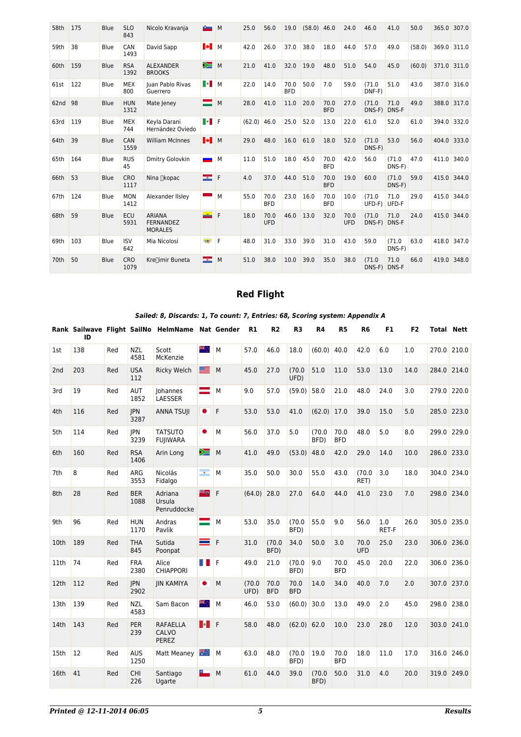| 58th | 175 | Blue | SLO 843 | Nicolo Kravanja | | M | 25.0 | 56.0 | 19.0 | (58.0) | 46.0 | 24.0 | 46.0 | 41.0 | 50.0 | 365.0 | 307.0 |
|---|---|---|---|---|---|---|---|---|---|---|---|---|---|---|---|---|---|
| 59th | 38 | Blue | CAN 1493 | David Sapp | | M | 42.0 | 26.0 | 37.0 | 38.0 | 18.0 | 44.0 | 57.0 | 49.0 | (58.0) | 369.0 | 311.0 |
| 60th | 159 | Blue | RSA 1392 | ALEXANDER BROOKS | | M | 21.0 | 41.0 | 32.0 | 19.0 | 48.0 | 51.0 | 54.0 | 45.0 | (60.0) | 371.0 | 311.0 |
| 61st | 122 | Blue | MEX 800 | Juan Pablo Rivas Guerrero | | M | 22.0 | 14.0 | 70.0 BFD | 50.0 | 7.0 | 59.0 | (71.0 DNF-F) | 51.0 | 43.0 | 387.0 | 316.0 |
| 62nd | 98 | Blue | HUN 1312 | Mate Jeney | | M | 28.0 | 41.0 | 11.0 | 20.0 | 70.0 BFD | 27.0 | (71.0 DNS-F) | 71.0 DNS-F | 49.0 | 388.0 | 317.0 |
| 63rd | 119 | Blue | MEX 744 | Keyla Darani Hernández Oviedo | | F | (62.0) | 46.0 | 25.0 | 52.0 | 13.0 | 22.0 | 61.0 | 52.0 | 61.0 | 394.0 | 332.0 |
| 64th | 39 | Blue | CAN 1559 | William McInnes | | M | 29.0 | 48.0 | 16.0 | 61.0 | 18.0 | 52.0 | (71.0 DNS-F) | 53.0 | 56.0 | 404.0 | 333.0 |
| 65th | 164 | Blue | RUS 45 | Dmitry Golovkin | | M | 11.0 | 51.0 | 18.0 | 45.0 | 70.0 BFD | 42.0 | 56.0 | (71.0 DNS-F) | 47.0 | 411.0 | 340.0 |
| 66th | 53 | Blue | CRO 1117 | Nina kopac | | F | 4.0 | 37.0 | 44.0 | 51.0 | 70.0 BFD | 19.0 | 60.0 | (71.0 DNS-F) | 59.0 | 415.0 | 344.0 |
| 67th | 124 | Blue | MON 1412 | Alexander Ilsley | | M | 55.0 | 70.0 BFD | 23.0 | 16.0 | 70.0 BFD | 10.0 | (71.0 UFD-F) | 71.0 UFD-F | 29.0 | 415.0 | 344.0 |
| 68th | 59 | Blue | ECU 5931 | ARIANA FERNANDEZ MORALES | | F | 18.0 | 70.0 UFD | 46.0 | 13.0 | 32.0 | 70.0 UFD | (71.0 DNS-F) | 71.0 DNS-F | 24.0 | 415.0 | 344.0 |
| 69th | 103 | Blue | ISV 642 | Mia Nicolosi | | F | 48.0 | 31.0 | 33.0 | 39.0 | 31.0 | 43.0 | 59.0 | (71.0 DNS-F) | 63.0 | 418.0 | 347.0 |
| 70th | 50 | Blue | CRO 1079 | Kreimir Buneta | | M | 51.0 | 38.0 | 10.0 | 39.0 | 35.0 | 38.0 | (71.0 DNS-F) | 71.0 DNS-F | 66.0 | 419.0 | 348.0 |

## Red Flight

***Sailed: 8, Discards: 1, To count: 7, Entries: 68, Scoring system: Appendix A***

| Rank | Sailwave ID | Flight | SailNo | HelmName | Nat | Gender | R1 | R2 | R3 | R4 | R5 | R6 | F1 | F2 | Total | Nett |
|---|---|---|---|---|---|---|---|---|---|---|---|---|---|---|---|---|
| 1st | 138 | Red | NZL 4581 | Scott McKenzie | | M | 57.0 | 46.0 | 18.0 | (60.0) | 40.0 | 42.0 | 6.0 | 1.0 | 270.0 | 210.0 |
| 2nd | 203 | Red | USA 112 | Ricky Welch | | M | 45.0 | 27.0 | (70.0 UFD) | 51.0 | 11.0 | 53.0 | 13.0 | 14.0 | 284.0 | 214.0 |
| 3rd | 19 | Red | AUT 1852 | Johannes LAESSER | | M | 9.0 | 57.0 | (59.0) | 58.0 | 21.0 | 48.0 | 24.0 | 3.0 | 279.0 | 220.0 |
| 4th | 116 | Red | JPN 3287 | ANNA TSUJI | | F | 53.0 | 53.0 | 41.0 | (62.0) | 17.0 | 39.0 | 15.0 | 5.0 | 285.0 | 223.0 |
| 5th | 114 | Red | JPN 3239 | TATSUTO FUJIWARA | | M | 56.0 | 37.0 | 5.0 | (70.0 BFD) | 70.0 BFD | 48.0 | 5.0 | 8.0 | 299.0 | 229.0 |
| 6th | 160 | Red | RSA 1406 | Arin Long | | M | 41.0 | 49.0 | (53.0) | 48.0 | 42.0 | 29.0 | 14.0 | 10.0 | 286.0 | 233.0 |
| 7th | 8 | Red | ARG 3553 | Nicolás Fidalgo | | M | 35.0 | 50.0 | 30.0 | 55.0 | 43.0 | (70.0 RET) | 3.0 | 18.0 | 304.0 | 234.0 |
| 8th | 28 | Red | BER 1088 | Adriana Ursula Penruddocke | | F | (64.0) | 28.0 | 27.0 | 64.0 | 44.0 | 41.0 | 23.0 | 7.0 | 298.0 | 234.0 |
| 9th | 96 | Red | HUN 1170 | Andras Pavlik | | M | 53.0 | 35.0 | (70.0 BFD) | 55.0 | 9.0 | 56.0 | 1.0 RET-F | 26.0 | 305.0 | 235.0 |
| 10th | 189 | Red | THA 845 | Sutida Poonpat | | F | 31.0 | (70.0 BFD) | 34.0 | 50.0 | 3.0 | 70.0 UFD | 25.0 | 23.0 | 306.0 | 236.0 |
| 11th | 74 | Red | FRA 2380 | Alice CHIAPPORI | | F | 49.0 | 21.0 | (70.0 BFD) | 9.0 | 70.0 BFD | 45.0 | 20.0 | 22.0 | 306.0 | 236.0 |
| 12th | 112 | Red | JPN 2902 | JIN KAMIYA | | M | (70.0 UFD) | 70.0 BFD | 70.0 BFD | 14.0 | 34.0 | 40.0 | 7.0 | 2.0 | 307.0 | 237.0 |
| 13th | 139 | Red | NZL 4583 | Sam Bacon | | M | 46.0 | 53.0 | (60.0) | 30.0 | 13.0 | 49.0 | 2.0 | 45.0 | 298.0 | 238.0 |
| 14th | 143 | Red | PER 239 | RAFAELLA CALVO PEREZ | | F | 58.0 | 48.0 | (62.0) | 62.0 | 10.0 | 23.0 | 28.0 | 12.0 | 303.0 | 241.0 |
| 15th | 12 | Red | AUS 1250 | Matt Meaney | | M | 63.0 | 48.0 | (70.0 BFD) | 19.0 | 70.0 BFD | 18.0 | 11.0 | 17.0 | 316.0 | 246.0 |
| 16th | 41 | Red | CHI 226 | Santiago Ugarte | | M | 61.0 | 44.0 | 39.0 | (70.0 BFD) | 50.0 | 31.0 | 4.0 | 20.0 | 319.0 | 249.0 |

***Printed @ 12-11-2014 06:05*** ***Results***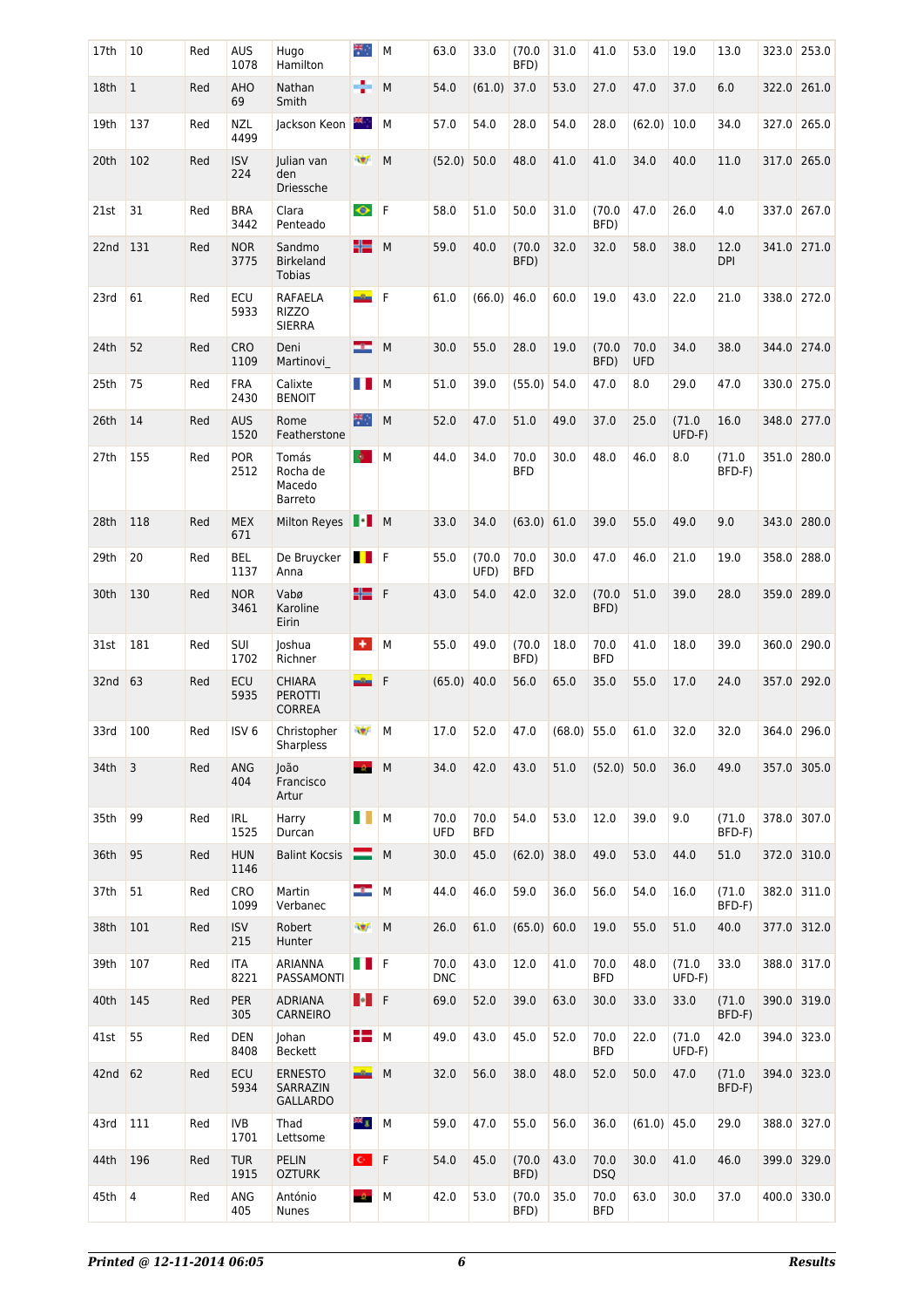| | | | | | | | | | | | | | | | | |
|---|---|---|---|---|---|---|---|---|---|---|---|---|---|---|---|---|
| 17th | 10 | Red | AUS 1078 | Hugo Hamilton | | M | 63.0 | 33.0 | (70.0 BFD) | 31.0 | 41.0 | 53.0 | 19.0 | 13.0 | 323.0 | 253.0 |
| 18th | 1 | Red | AHO 69 | Nathan Smith | | M | 54.0 | (61.0) | 37.0 | 53.0 | 27.0 | 47.0 | 37.0 | 6.0 | 322.0 | 261.0 |
| 19th | 137 | Red | NZL 4499 | Jackson Keon | | M | 57.0 | 54.0 | 28.0 | 54.0 | 28.0 | (62.0) | 10.0 | 34.0 | 327.0 | 265.0 |
| 20th | 102 | Red | ISV 224 | Julian van den Driessche | | M | (52.0) | 50.0 | 48.0 | 41.0 | 41.0 | 34.0 | 40.0 | 11.0 | 317.0 | 265.0 |
| 21st | 31 | Red | BRA 3442 | Clara Penteado | | F | 58.0 | 51.0 | 50.0 | 31.0 | (70.0 BFD) | 47.0 | 26.0 | 4.0 | 337.0 | 267.0 |
| 22nd | 131 | Red | NOR 3775 | Sandmo Birkeland Tobias | | M | 59.0 | 40.0 | (70.0 BFD) | 32.0 | 32.0 | 58.0 | 38.0 | 12.0 DPI | 341.0 | 271.0 |
| 23rd | 61 | Red | ECU 5933 | RAFAELA RIZZO SIERRA | | F | 61.0 | (66.0) | 46.0 | 60.0 | 19.0 | 43.0 | 22.0 | 21.0 | 338.0 | 272.0 |
| 24th | 52 | Red | CRO 1109 | Deni Martinovi_ | | M | 30.0 | 55.0 | 28.0 | 19.0 | (70.0 BFD) | 70.0 UFD | 34.0 | 38.0 | 344.0 | 274.0 |
| 25th | 75 | Red | FRA 2430 | Calixte BENOIT | | M | 51.0 | 39.0 | (55.0) | 54.0 | 47.0 | 8.0 | 29.0 | 47.0 | 330.0 | 275.0 |
| 26th | 14 | Red | AUS 1520 | Rome Featherstone | | M | 52.0 | 47.0 | 51.0 | 49.0 | 37.0 | 25.0 | (71.0 UFD-F) | 16.0 | 348.0 | 277.0 |
| 27th | 155 | Red | POR 2512 | Tomás Rocha de Macedo Barreto | | M | 44.0 | 34.0 | 70.0 BFD | 30.0 | 48.0 | 46.0 | 8.0 | (71.0 BFD-F) | 351.0 | 280.0 |
| 28th | 118 | Red | MEX 671 | Milton Reyes | | M | 33.0 | 34.0 | (63.0) | 61.0 | 39.0 | 55.0 | 49.0 | 9.0 | 343.0 | 280.0 |
| 29th | 20 | Red | BEL 1137 | De Bruycker Anna | | F | 55.0 | (70.0 UFD) | 70.0 BFD | 30.0 | 47.0 | 46.0 | 21.0 | 19.0 | 358.0 | 288.0 |
| 30th | 130 | Red | NOR 3461 | Vabø Karoline Eirin | | F | 43.0 | 54.0 | 42.0 | 32.0 | (70.0 BFD) | 51.0 | 39.0 | 28.0 | 359.0 | 289.0 |
| 31st | 181 | Red | SUI 1702 | Joshua Richner | | M | 55.0 | 49.0 | (70.0 BFD) | 18.0 | 70.0 BFD | 41.0 | 18.0 | 39.0 | 360.0 | 290.0 |
| 32nd | 63 | Red | ECU 5935 | CHIARA PEROTTI CORREA | | F | (65.0) | 40.0 | 56.0 | 65.0 | 35.0 | 55.0 | 17.0 | 24.0 | 357.0 | 292.0 |
| 33rd | 100 | Red | ISV 6 | Christopher Sharpless | | M | 17.0 | 52.0 | 47.0 | (68.0) | 55.0 | 61.0 | 32.0 | 32.0 | 364.0 | 296.0 |
| 34th | 3 | Red | ANG 404 | João Francisco Artur | | M | 34.0 | 42.0 | 43.0 | 51.0 | (52.0) | 50.0 | 36.0 | 49.0 | 357.0 | 305.0 |
| 35th | 99 | Red | IRL 1525 | Harry Durcan | | M | 70.0 UFD | 70.0 BFD | 54.0 | 53.0 | 12.0 | 39.0 | 9.0 | (71.0 BFD-F) | 378.0 | 307.0 |
| 36th | 95 | Red | HUN 1146 | Balint Kocsis | | M | 30.0 | 45.0 | (62.0) | 38.0 | 49.0 | 53.0 | 44.0 | 51.0 | 372.0 | 310.0 |
| 37th | 51 | Red | CRO 1099 | Martin Verbanec | | M | 44.0 | 46.0 | 59.0 | 36.0 | 56.0 | 54.0 | 16.0 | (71.0 BFD-F) | 382.0 | 311.0 |
| 38th | 101 | Red | ISV 215 | Robert Hunter | | M | 26.0 | 61.0 | (65.0) | 60.0 | 19.0 | 55.0 | 51.0 | 40.0 | 377.0 | 312.0 |
| 39th | 107 | Red | ITA 8221 | ARIANNA PASSAMONTI | | F | 70.0 DNC | 43.0 | 12.0 | 41.0 | 70.0 BFD | 48.0 | (71.0 UFD-F) | 33.0 | 388.0 | 317.0 |
| 40th | 145 | Red | PER 305 | ADRIANA CARNEIRO | | F | 69.0 | 52.0 | 39.0 | 63.0 | 30.0 | 33.0 | 33.0 | (71.0 BFD-F) | 390.0 | 319.0 |
| 41st | 55 | Red | DEN 8408 | Johan Beckett | | M | 49.0 | 43.0 | 45.0 | 52.0 | 70.0 BFD | 22.0 | (71.0 UFD-F) | 42.0 | 394.0 | 323.0 |
| 42nd | 62 | Red | ECU 5934 | ERNESTO SARRAZIN GALLARDO | | M | 32.0 | 56.0 | 38.0 | 48.0 | 52.0 | 50.0 | 47.0 | (71.0 BFD-F) | 394.0 | 323.0 |
| 43rd | 111 | Red | IVB 1701 | Thad Lettsome | | M | 59.0 | 47.0 | 55.0 | 56.0 | 36.0 | (61.0) | 45.0 | 29.0 | 388.0 | 327.0 |
| 44th | 196 | Red | TUR 1915 | PELIN OZTURK | | F | 54.0 | 45.0 | (70.0 BFD) | 43.0 | 70.0 DSQ | 30.0 | 41.0 | 46.0 | 399.0 | 329.0 |
| 45th | 4 | Red | ANG 405 | António Nunes | | M | 42.0 | 53.0 | (70.0 BFD) | 35.0 | 70.0 BFD | 63.0 | 30.0 | 37.0 | 400.0 | 330.0 |

*Printed @ 12-11-2014 06:05* **6** ***Results***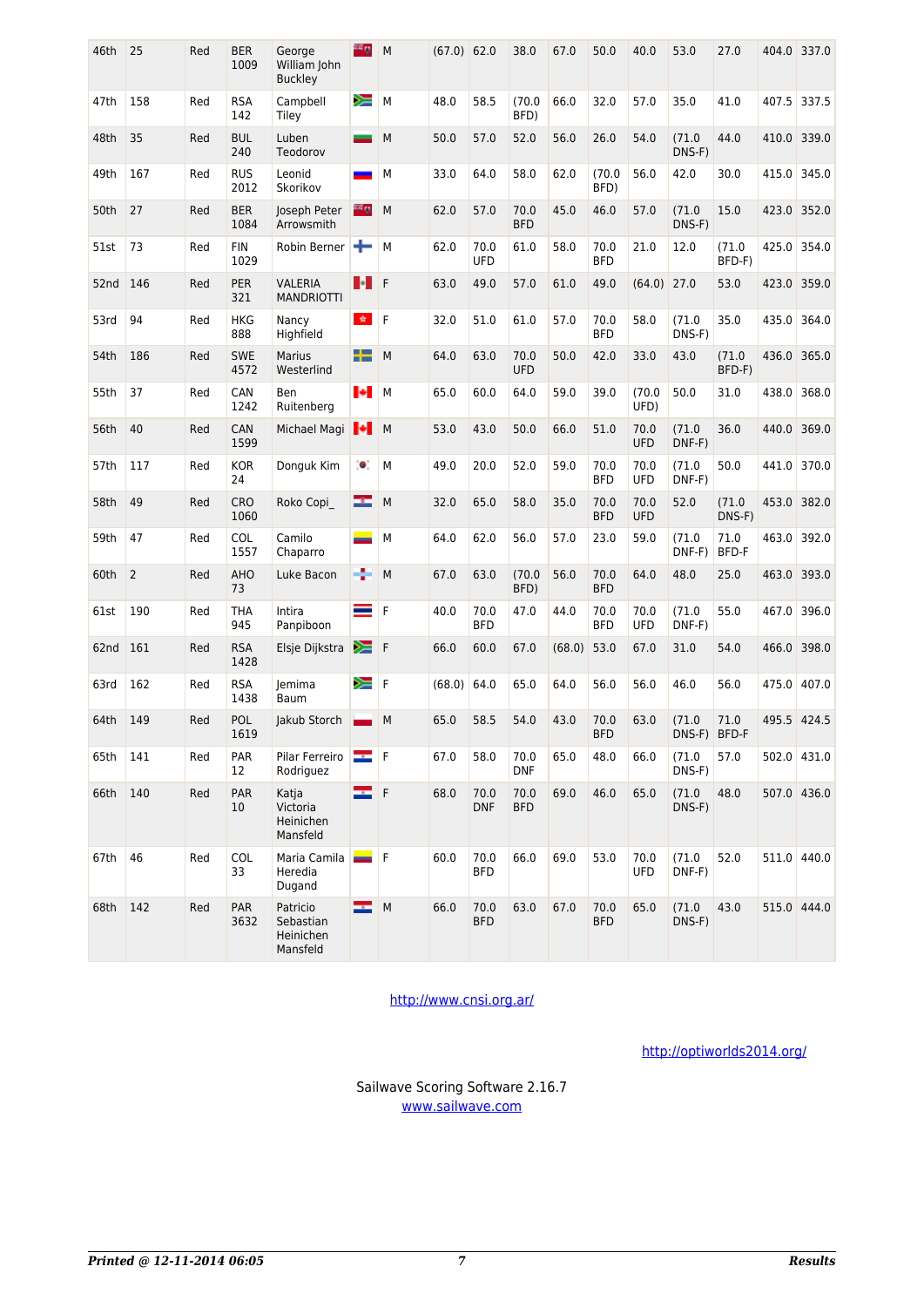| | | | | | | | | | | | | | | | | | |
|---|---|---|---|---|---|---|---|---|---|---|---|---|---|---|---|---|---|
| 46th | 25 | Red | BER 1009 | George William John Buckley | | M | (67.0) | 62.0 | 38.0 | 67.0 | 50.0 | 40.0 | 53.0 | 27.0 | 404.0 | 337.0 |
| 47th | 158 | Red | RSA 142 | Campbell Tiley | | M | 48.0 | 58.5 | (70.0 BFD) | 66.0 | 32.0 | 57.0 | 35.0 | 41.0 | 407.5 | 337.5 |
| 48th | 35 | Red | BUL 240 | Luben Teodorov | | M | 50.0 | 57.0 | 52.0 | 56.0 | 26.0 | 54.0 | (71.0 DNS-F) | 44.0 | 410.0 | 339.0 |
| 49th | 167 | Red | RUS 2012 | Leonid Skorikov | | M | 33.0 | 64.0 | 58.0 | 62.0 | (70.0 BFD) | 56.0 | 42.0 | 30.0 | 415.0 | 345.0 |
| 50th | 27 | Red | BER 1084 | Joseph Peter Arrowsmith | | M | 62.0 | 57.0 | 70.0 BFD | 45.0 | 46.0 | 57.0 | (71.0 DNS-F) | 15.0 | 423.0 | 352.0 |
| 51st | 73 | Red | FIN 1029 | Robin Berner | | M | 62.0 | 70.0 UFD | 61.0 | 58.0 | 70.0 BFD | 21.0 | 12.0 | (71.0 BFD-F) | 425.0 | 354.0 |
| 52nd | 146 | Red | PER 321 | VALERIA MANDRIOTTI | | F | 63.0 | 49.0 | 57.0 | 61.0 | 49.0 | (64.0) | 27.0 | 53.0 | 423.0 | 359.0 |
| 53rd | 94 | Red | HKG 888 | Nancy Highfield | | F | 32.0 | 51.0 | 61.0 | 57.0 | 70.0 BFD | 58.0 | (71.0 DNS-F) | 35.0 | 435.0 | 364.0 |
| 54th | 186 | Red | SWE 4572 | Marius Westerlind | | M | 64.0 | 63.0 | 70.0 UFD | 50.0 | 42.0 | 33.0 | 43.0 | (71.0 BFD-F) | 436.0 | 365.0 |
| 55th | 37 | Red | CAN 1242 | Ben Ruitenberg | | M | 65.0 | 60.0 | 64.0 | 59.0 | 39.0 | (70.0 UFD) | 50.0 | 31.0 | 438.0 | 368.0 |
| 56th | 40 | Red | CAN 1599 | Michael Magi | | M | 53.0 | 43.0 | 50.0 | 66.0 | 51.0 | 70.0 UFD | (71.0 DNF-F) | 36.0 | 440.0 | 369.0 |
| 57th | 117 | Red | KOR 24 | Donguk Kim | | M | 49.0 | 20.0 | 52.0 | 59.0 | 70.0 BFD | 70.0 UFD | (71.0 DNF-F) | 50.0 | 441.0 | 370.0 |
| 58th | 49 | Red | CRO 1060 | Roko Copi_ | | M | 32.0 | 65.0 | 58.0 | 35.0 | 70.0 BFD | 70.0 UFD | 52.0 | (71.0 DNS-F) | 453.0 | 382.0 |
| 59th | 47 | Red | COL 1557 | Camilo Chaparro | | M | 64.0 | 62.0 | 56.0 | 57.0 | 23.0 | 59.0 | (71.0 DNF-F) | 71.0 BFD-F | 463.0 | 392.0 |
| 60th | 2 | Red | AHO 73 | Luke Bacon | | M | 67.0 | 63.0 | (70.0 BFD) | 56.0 | 70.0 BFD | 64.0 | 48.0 | 25.0 | 463.0 | 393.0 |
| 61st | 190 | Red | THA 945 | Intira Panpiboon | | F | 40.0 | 70.0 BFD | 47.0 | 44.0 | 70.0 BFD | 70.0 UFD | (71.0 DNF-F) | 55.0 | 467.0 | 396.0 |
| 62nd | 161 | Red | RSA 1428 | Elsje Dijkstra | | F | 66.0 | 60.0 | 67.0 | (68.0) | 53.0 | 67.0 | 31.0 | 54.0 | 466.0 | 398.0 |
| 63rd | 162 | Red | RSA 1438 | Jemima Baum | | F | (68.0) | 64.0 | 65.0 | 64.0 | 56.0 | 56.0 | 46.0 | 56.0 | 475.0 | 407.0 |
| 64th | 149 | Red | POL 1619 | Jakub Storch | | M | 65.0 | 58.5 | 54.0 | 43.0 | 70.0 BFD | 63.0 | (71.0 DNS-F) | 71.0 BFD-F | 495.5 | 424.5 |
| 65th | 141 | Red | PAR 12 | Pilar Ferreiro Rodriguez | | F | 67.0 | 58.0 | 70.0 DNF | 65.0 | 48.0 | 66.0 | (71.0 DNS-F) | 57.0 | 502.0 | 431.0 |
| 66th | 140 | Red | PAR 10 | Katja Victoria Heinichen Mansfeld | | F | 68.0 | 70.0 DNF | 70.0 BFD | 69.0 | 46.0 | 65.0 | (71.0 DNS-F) | 48.0 | 507.0 | 436.0 |
| 67th | 46 | Red | COL 33 | Maria Camila Heredia Dugand | | F | 60.0 | 70.0 BFD | 66.0 | 69.0 | 53.0 | 70.0 UFD | (71.0 DNF-F) | 52.0 | 511.0 | 440.0 |
| 68th | 142 | Red | PAR 3632 | Patricio Sebastian Heinichen Mansfeld | | M | 66.0 | 70.0 BFD | 63.0 | 67.0 | 70.0 BFD | 65.0 | (71.0 DNS-F) | 43.0 | 515.0 | 444.0 |

http://www.cnsi.org.ar/

http://optiworlds2014.org/

Sailwave Scoring Software 2.16.7
www.sailwave.com

*Printed @ 12-11-2014 06:05* *Results*